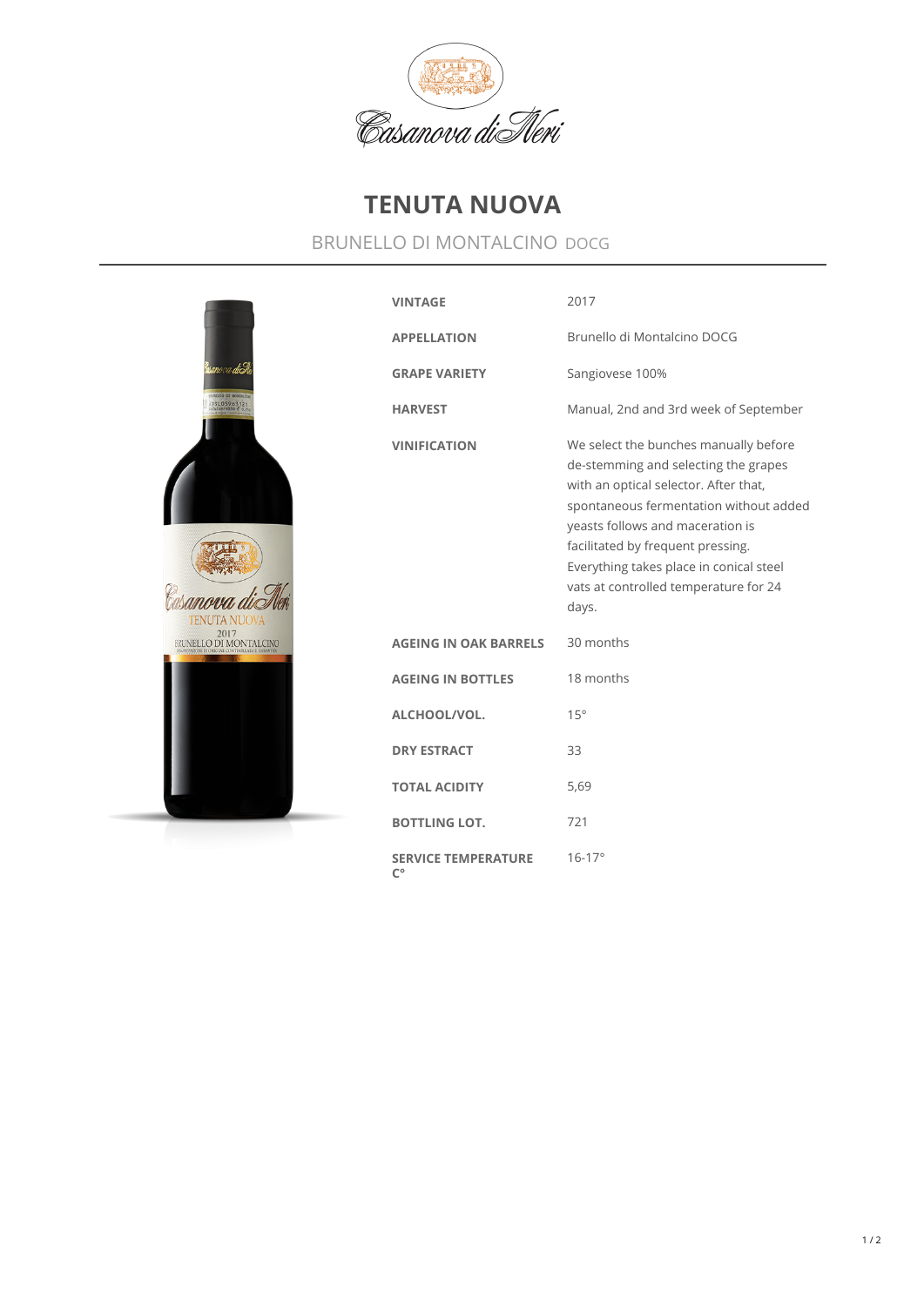Casanova di Neri

# TENUTA NUOVA

## BRUNELLO DI MONTALCINO DOCG

| | |
|---|---|
| **VINTAGE** | 2017 |
| **APPELLATION** | Brunello di Montalcino DOCG |
| **GRAPE VARIETY** | Sangiovese 100% |
| **HARVEST** | Manual, 2nd and 3rd week of September |
| **VINIFICATION** | We select the bunches manually before de-stemming and selecting the grapes with an optical selector. After that, spontaneous fermentation without added yeasts follows and maceration is facilitated by frequent pressing. Everything takes place in conical steel vats at controlled temperature for 24 days. |
| **AGEING IN OAK BARRELS** | 30 months |
| **AGEING IN BOTTLES** | 18 months |
| **ALCHOOL/VOL.** | 15° |
| **DRY ESTRACT** | 33 |
| **TOTAL ACIDITY** | 5,69 |
| **BOTTLING LOT.** | 721 |
| **SERVICE TEMPERATURE C°** | 16-17° |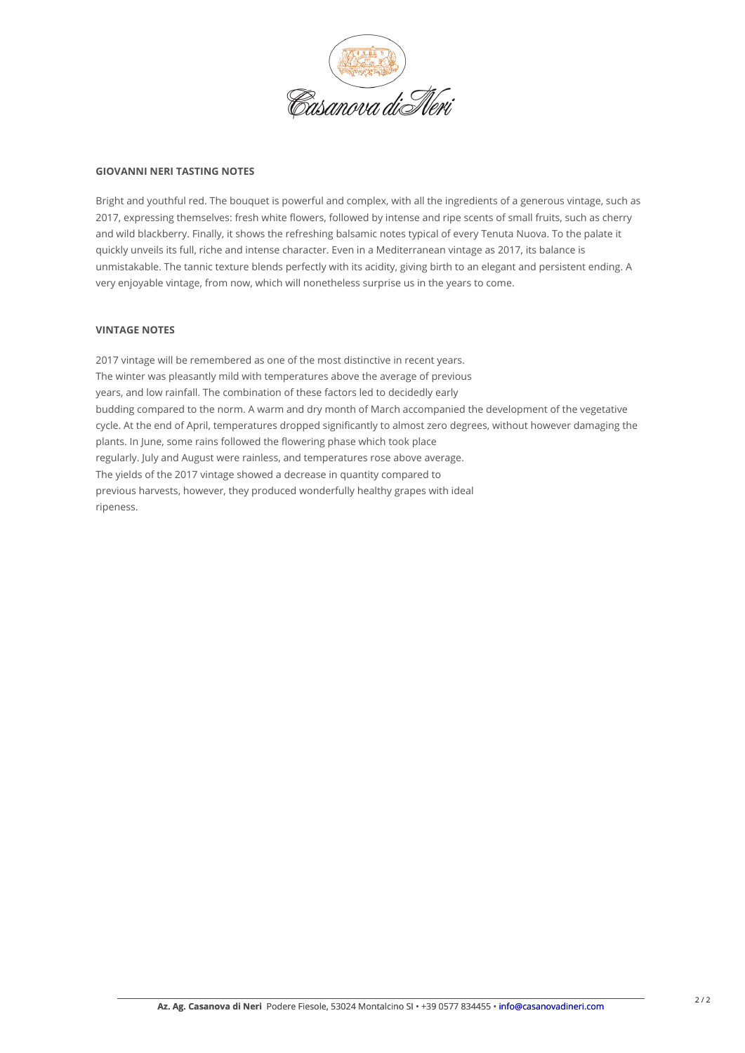**GIOVANNI NERI TASTING NOTES**

Bright and youthful red. The bouquet is powerful and complex, with all the ingredients of a generous vintage, such as 2017, expressing themselves: fresh white flowers, followed by intense and ripe scents of small fruits, such as cherry and wild blackberry. Finally, it shows the refreshing balsamic notes typical of every Tenuta Nuova. To the palate it quickly unveils its full, riche and intense character. Even in a Mediterranean vintage as 2017, its balance is unmistakable. The tannic texture blends perfectly with its acidity, giving birth to an elegant and persistent ending. A very enjoyable vintage, from now, which will nonetheless surprise us in the years to come.

**VINTAGE NOTES**

2017 vintage will be remembered as one of the most distinctive in recent years. The winter was pleasantly mild with temperatures above the average of previous years, and low rainfall. The combination of these factors led to decidedly early budding compared to the norm. A warm and dry month of March accompanied the development of the vegetative cycle. At the end of April, temperatures dropped significantly to almost zero degrees, without however damaging the plants. In June, some rains followed the flowering phase which took place regularly. July and August were rainless, and temperatures rose above average. The yields of the 2017 vintage showed a decrease in quantity compared to previous harvests, however, they produced wonderfully healthy grapes with ideal ripeness.